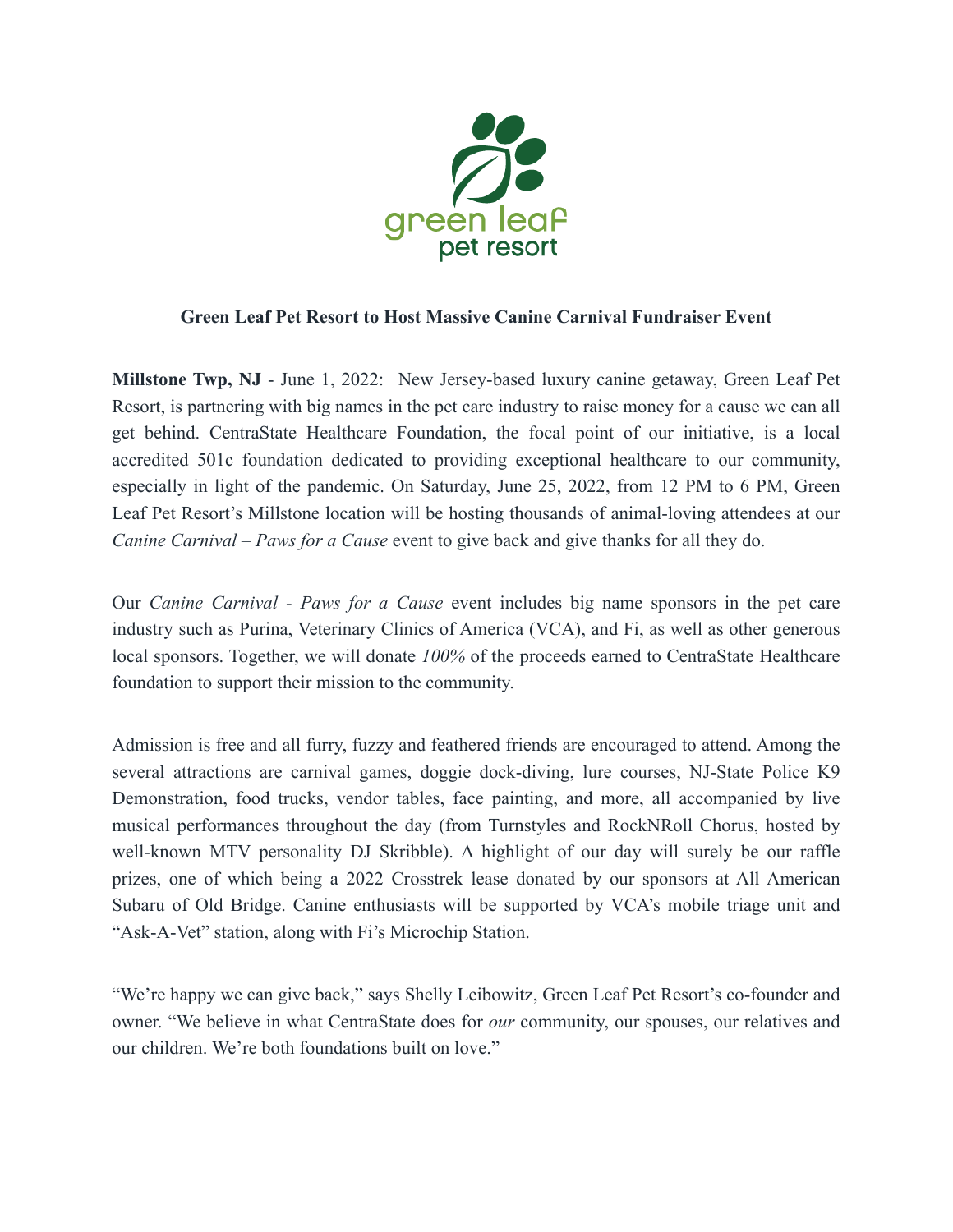green leaf
pet resort

**Green Leaf Pet Resort to Host Massive Canine Carnival Fundraiser Event**

**Millstone Twp, NJ** - June 1, 2022: New Jersey-based luxury canine getaway, Green Leaf Pet Resort, is partnering with big names in the pet care industry to raise money for a cause we can all get behind. CentraState Healthcare Foundation, the focal point of our initiative, is a local accredited 501c foundation dedicated to providing exceptional healthcare to our community, especially in light of the pandemic. On Saturday, June 25, 2022, from 12 PM to 6 PM, Green Leaf Pet Resort's Millstone location will be hosting thousands of animal-loving attendees at our *Canine Carnival – Paws for a Cause* event to give back and give thanks for all they do.

Our *Canine Carnival - Paws for a Cause* event includes big name sponsors in the pet care industry such as Purina, Veterinary Clinics of America (VCA), and Fi, as well as other generous local sponsors. Together, we will donate *100%* of the proceeds earned to CentraState Healthcare foundation to support their mission to the community.

Admission is free and all furry, fuzzy and feathered friends are encouraged to attend. Among the several attractions are carnival games, doggie dock-diving, lure courses, NJ-State Police K9 Demonstration, food trucks, vendor tables, face painting, and more, all accompanied by live musical performances throughout the day (from Turnstyles and RockNRoll Chorus, hosted by well-known MTV personality DJ Skribble). A highlight of our day will surely be our raffle prizes, one of which being a 2022 Crosstrek lease donated by our sponsors at All American Subaru of Old Bridge. Canine enthusiasts will be supported by VCA's mobile triage unit and "Ask-A-Vet" station, along with Fi's Microchip Station.

"We're happy we can give back," says Shelly Leibowitz, Green Leaf Pet Resort's co-founder and owner. "We believe in what CentraState does for *our* community, our spouses, our relatives and our children. We're both foundations built on love."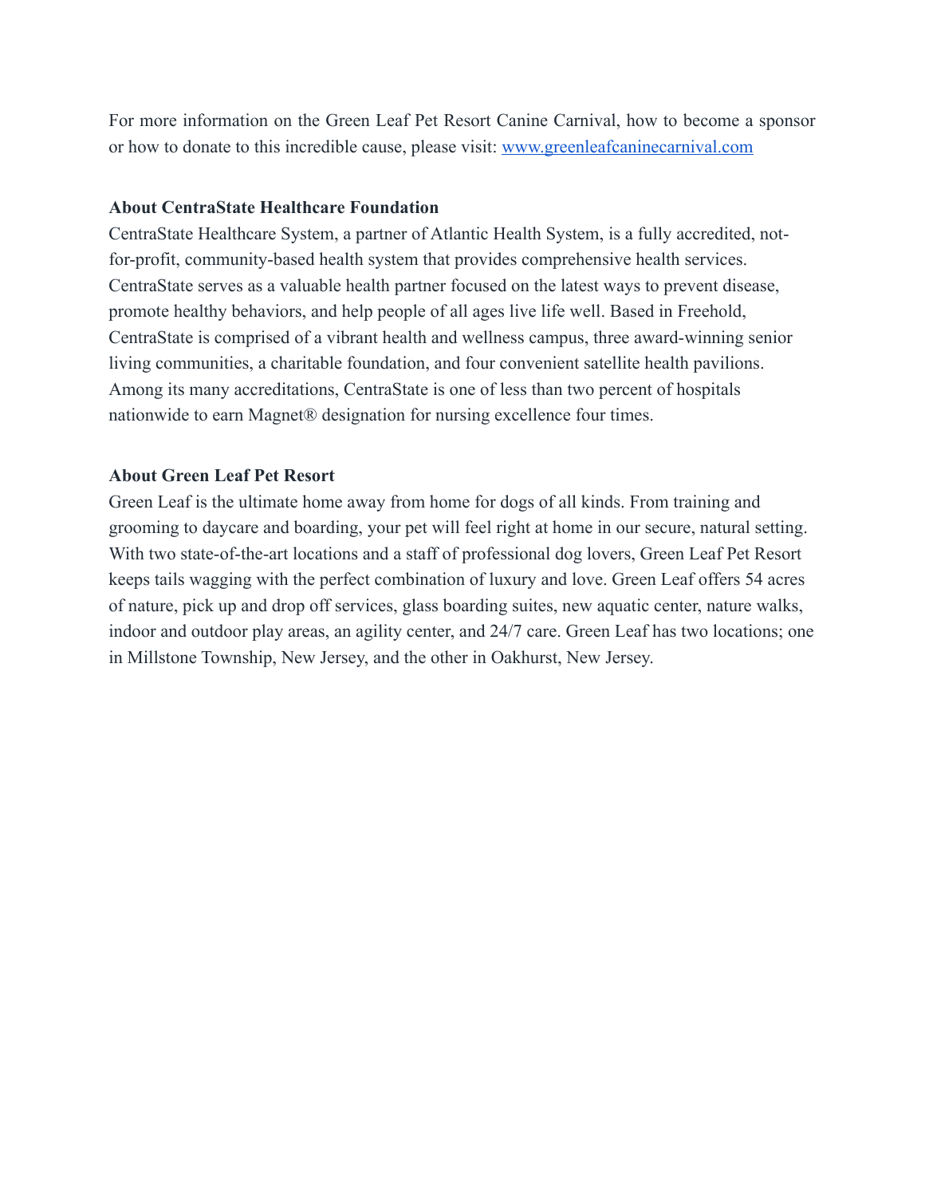For more information on the Green Leaf Pet Resort Canine Carnival, how to become a sponsor or how to donate to this incredible cause, please visit: [www.greenleafcaninecarnival.com](http://www.greenleafcaninecarnival.com)

**About CentraState Healthcare Foundation**

CentraState Healthcare System, a partner of Atlantic Health System, is a fully accredited, not-for-profit, community-based health system that provides comprehensive health services. CentraState serves as a valuable health partner focused on the latest ways to prevent disease, promote healthy behaviors, and help people of all ages live life well. Based in Freehold, CentraState is comprised of a vibrant health and wellness campus, three award-winning senior living communities, a charitable foundation, and four convenient satellite health pavilions. Among its many accreditations, CentraState is one of less than two percent of hospitals nationwide to earn Magnet® designation for nursing excellence four times.

**About Green Leaf Pet Resort**

Green Leaf is the ultimate home away from home for dogs of all kinds. From training and grooming to daycare and boarding, your pet will feel right at home in our secure, natural setting. With two state-of-the-art locations and a staff of professional dog lovers, Green Leaf Pet Resort keeps tails wagging with the perfect combination of luxury and love. Green Leaf offers 54 acres of nature, pick up and drop off services, glass boarding suites, new aquatic center, nature walks, indoor and outdoor play areas, an agility center, and 24/7 care. Green Leaf has two locations; one in Millstone Township, New Jersey, and the other in Oakhurst, New Jersey.